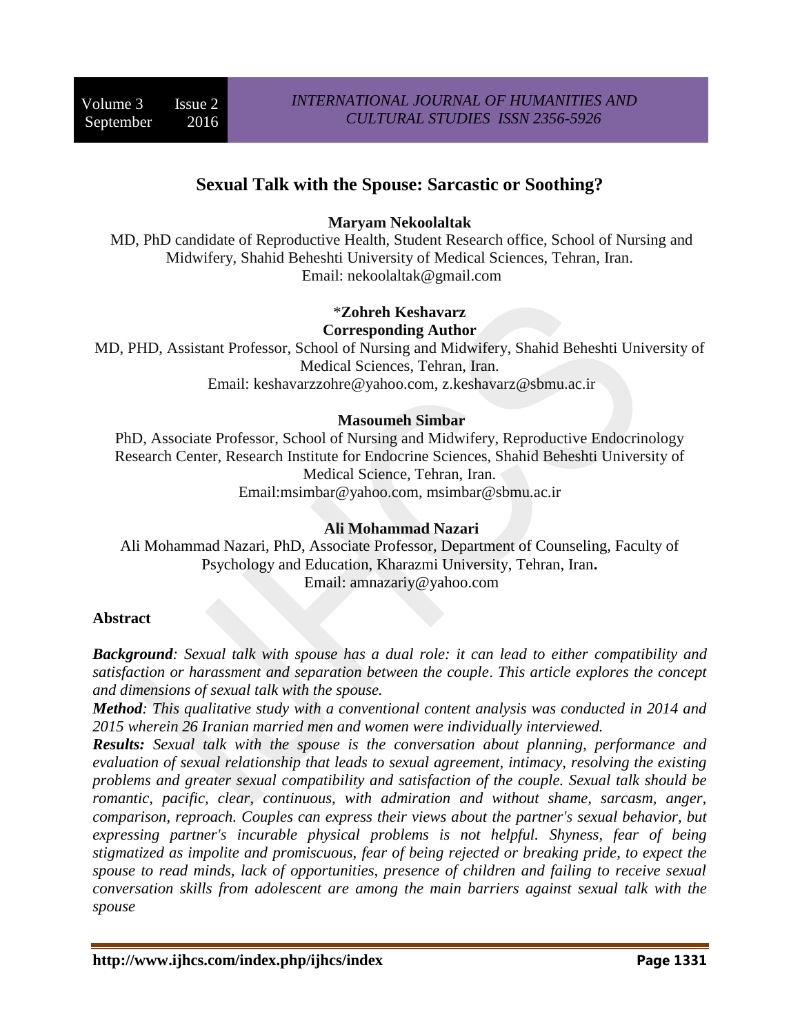# Sexual Talk with the Spouse: Sarcastic or Soothing?

**Maryam Nekoolaltak**

MD, PhD candidate of Reproductive Health, Student Research office, School of Nursing and Midwifery, Shahid Beheshti University of Medical Sciences, Tehran, Iran.
Email: nekoolaltak@gmail.com

\***Zohreh Keshavarz**
**Corresponding Author**

MD, PHD, Assistant Professor, School of Nursing and Midwifery, Shahid Beheshti University of Medical Sciences, Tehran, Iran.
Email: keshavarzzohre@yahoo.com, z.keshavarz@sbmu.ac.ir

**Masoumeh Simbar**

PhD, Associate Professor, School of Nursing and Midwifery, Reproductive Endocrinology Research Center, Research Institute for Endocrine Sciences, Shahid Beheshti University of Medical Science, Tehran, Iran.
Email:msimbar@yahoo.com, msimbar@sbmu.ac.ir

**Ali Mohammad Nazari**

Ali Mohammad Nazari, PhD, Associate Professor, Department of Counseling, Faculty of Psychology and Education, Kharazmi University, Tehran, Iran**.**
Email: amnazariy@yahoo.com

## Abstract

***Background****: Sexual talk with spouse has a dual role: it can lead to either compatibility and satisfaction or harassment and separation between the couple. This article explores the concept and dimensions of sexual talk with the spouse.*

***Method****: This qualitative study with a conventional content analysis was conducted in 2014 and 2015 wherein 26 Iranian married men and women were individually interviewed.*

***Results:*** *Sexual talk with the spouse is the conversation about planning, performance and evaluation of sexual relationship that leads to sexual agreement, intimacy, resolving the existing problems and greater sexual compatibility and satisfaction of the couple. Sexual talk should be romantic, pacific, clear, continuous, with admiration and without shame, sarcasm, anger, comparison, reproach. Couples can express their views about the partner's sexual behavior, but expressing partner's incurable physical problems is not helpful. Shyness, fear of being stigmatized as impolite and promiscuous, fear of being rejected or breaking pride, to expect the spouse to read minds, lack of opportunities, presence of children and failing to receive sexual conversation skills from adolescent are among the main barriers against sexual talk with the spouse*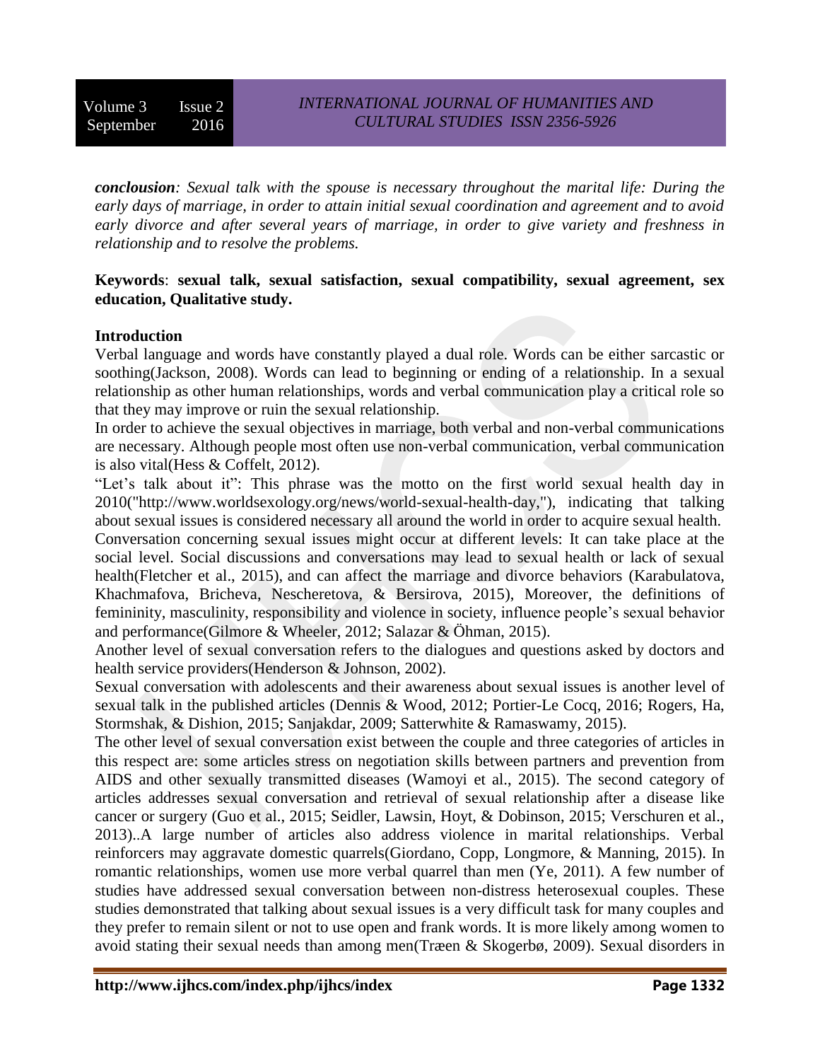***conclousion**: Sexual talk with the spouse is necessary throughout the marital life: During the early days of marriage, in order to attain initial sexual coordination and agreement and to avoid early divorce and after several years of marriage, in order to give variety and freshness in relationship and to resolve the problems.*

**Keywords**: **sexual talk, sexual satisfaction, sexual compatibility, sexual agreement, sex education, Qualitative study.**

## Introduction

Verbal language and words have constantly played a dual role. Words can be either sarcastic or soothing(Jackson, 2008). Words can lead to beginning or ending of a relationship. In a sexual relationship as other human relationships, words and verbal communication play a critical role so that they may improve or ruin the sexual relationship.

In order to achieve the sexual objectives in marriage, both verbal and non-verbal communications are necessary. Although people most often use non-verbal communication, verbal communication is also vital(Hess & Coffelt, 2012).

"Let's talk about it": This phrase was the motto on the first world sexual health day in 2010("http://www.worldsexology.org/news/world-sexual-health-day,"), indicating that talking about sexual issues is considered necessary all around the world in order to acquire sexual health.

Conversation concerning sexual issues might occur at different levels: It can take place at the social level. Social discussions and conversations may lead to sexual health or lack of sexual health(Fletcher et al., 2015), and can affect the marriage and divorce behaviors (Karabulatova, Khachmafova, Bricheva, Nescheretova, & Bersirova, 2015), Moreover, the definitions of femininity, masculinity, responsibility and violence in society, influence people's sexual behavior and performance(Gilmore & Wheeler, 2012; Salazar & Öhman, 2015).

Another level of sexual conversation refers to the dialogues and questions asked by doctors and health service providers(Henderson & Johnson, 2002).

Sexual conversation with adolescents and their awareness about sexual issues is another level of sexual talk in the published articles (Dennis & Wood, 2012; Portier-Le Cocq, 2016; Rogers, Ha, Stormshak, & Dishion, 2015; Sanjakdar, 2009; Satterwhite & Ramaswamy, 2015).

The other level of sexual conversation exist between the couple and three categories of articles in this respect are: some articles stress on negotiation skills between partners and prevention from AIDS and other sexually transmitted diseases (Wamoyi et al., 2015). The second category of articles addresses sexual conversation and retrieval of sexual relationship after a disease like cancer or surgery (Guo et al., 2015; Seidler, Lawsin, Hoyt, & Dobinson, 2015; Verschuren et al., 2013)..A large number of articles also address violence in marital relationships. Verbal reinforcers may aggravate domestic quarrels(Giordano, Copp, Longmore, & Manning, 2015). In romantic relationships, women use more verbal quarrel than men (Ye, 2011). A few number of studies have addressed sexual conversation between non-distress heterosexual couples. These studies demonstrated that talking about sexual issues is a very difficult task for many couples and they prefer to remain silent or not to use open and frank words. It is more likely among women to avoid stating their sexual needs than among men(Træen & Skogerbø, 2009). Sexual disorders in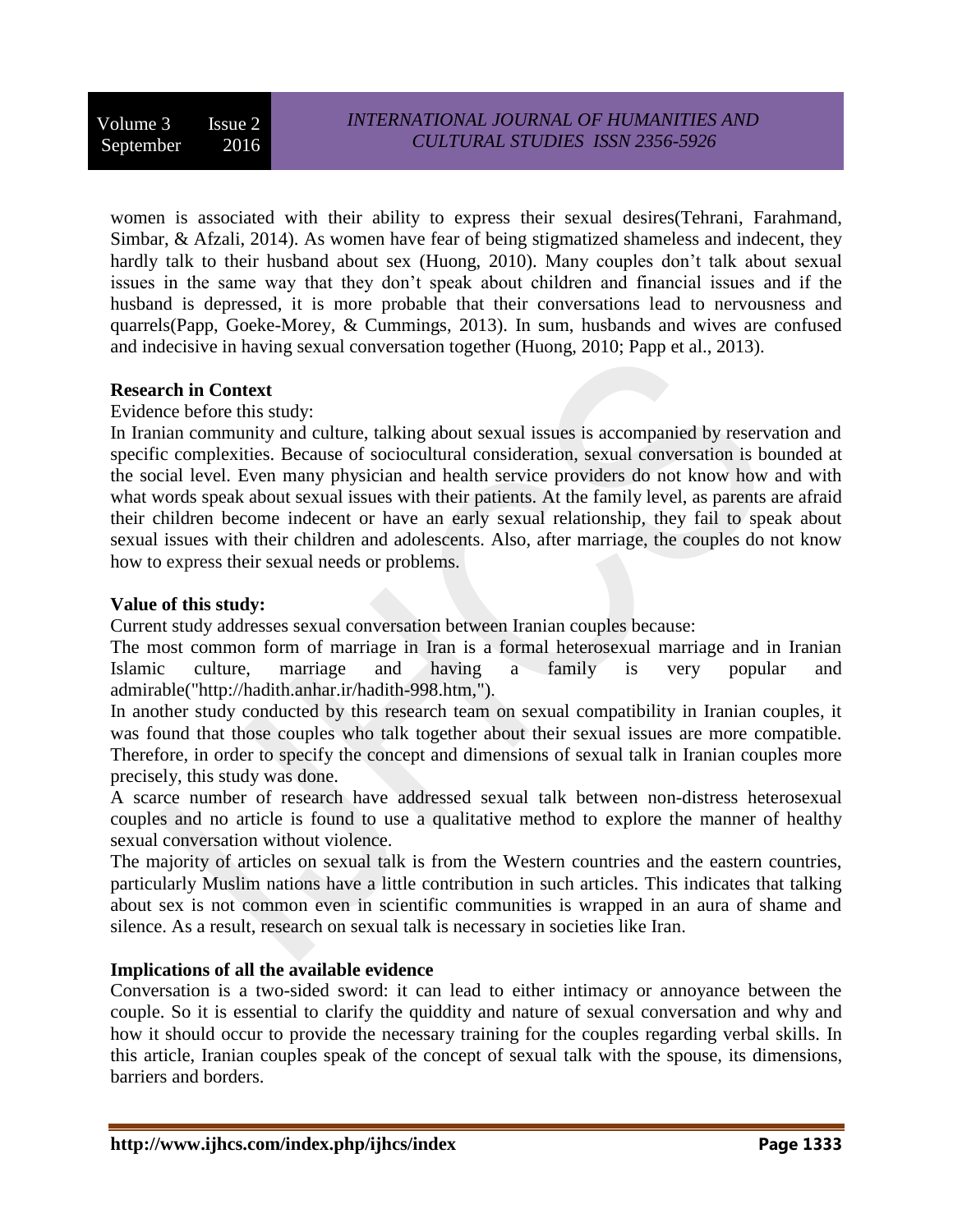women is associated with their ability to express their sexual desires(Tehrani, Farahmand, Simbar, & Afzali, 2014). As women have fear of being stigmatized shameless and indecent, they hardly talk to their husband about sex (Huong, 2010). Many couples don't talk about sexual issues in the same way that they don't speak about children and financial issues and if the husband is depressed, it is more probable that their conversations lead to nervousness and quarrels(Papp, Goeke-Morey, & Cummings, 2013). In sum, husbands and wives are confused and indecisive in having sexual conversation together (Huong, 2010; Papp et al., 2013).

**Research in Context**

Evidence before this study:

In Iranian community and culture, talking about sexual issues is accompanied by reservation and specific complexities. Because of sociocultural consideration, sexual conversation is bounded at the social level. Even many physician and health service providers do not know how and with what words speak about sexual issues with their patients. At the family level, as parents are afraid their children become indecent or have an early sexual relationship, they fail to speak about sexual issues with their children and adolescents. Also, after marriage, the couples do not know how to express their sexual needs or problems.

**Value of this study:**

Current study addresses sexual conversation between Iranian couples because:

The most common form of marriage in Iran is a formal heterosexual marriage and in Iranian Islamic culture, marriage and having a family is very popular and admirable("http://hadith.anhar.ir/hadith-998.htm,").

In another study conducted by this research team on sexual compatibility in Iranian couples, it was found that those couples who talk together about their sexual issues are more compatible. Therefore, in order to specify the concept and dimensions of sexual talk in Iranian couples more precisely, this study was done.

A scarce number of research have addressed sexual talk between non-distress heterosexual couples and no article is found to use a qualitative method to explore the manner of healthy sexual conversation without violence.

The majority of articles on sexual talk is from the Western countries and the eastern countries, particularly Muslim nations have a little contribution in such articles. This indicates that talking about sex is not common even in scientific communities is wrapped in an aura of shame and silence. As a result, research on sexual talk is necessary in societies like Iran.

**Implications of all the available evidence**

Conversation is a two-sided sword: it can lead to either intimacy or annoyance between the couple. So it is essential to clarify the quiddity and nature of sexual conversation and why and how it should occur to provide the necessary training for the couples regarding verbal skills. In this article, Iranian couples speak of the concept of sexual talk with the spouse, its dimensions, barriers and borders.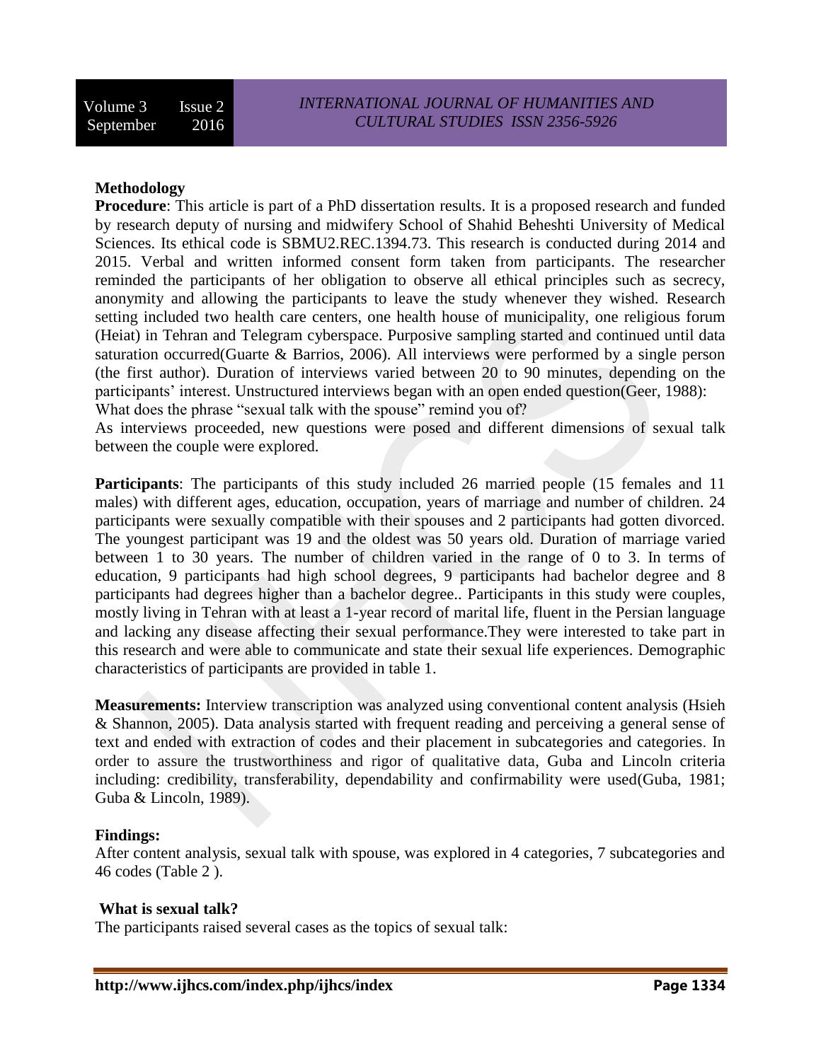**Methodology**

**Procedure**: This article is part of a PhD dissertation results. It is a proposed research and funded by research deputy of nursing and midwifery School of Shahid Beheshti University of Medical Sciences. Its ethical code is SBMU2.REC.1394.73. This research is conducted during 2014 and 2015. Verbal and written informed consent form taken from participants. The researcher reminded the participants of her obligation to observe all ethical principles such as secrecy, anonymity and allowing the participants to leave the study whenever they wished. Research setting included two health care centers, one health house of municipality, one religious forum (Heiat) in Tehran and Telegram cyberspace. Purposive sampling started and continued until data saturation occurred(Guarte & Barrios, 2006). All interviews were performed by a single person (the first author). Duration of interviews varied between 20 to 90 minutes, depending on the participants' interest. Unstructured interviews began with an open ended question(Geer, 1988):

What does the phrase "sexual talk with the spouse" remind you of?

As interviews proceeded, new questions were posed and different dimensions of sexual talk between the couple were explored.

**Participants**: The participants of this study included 26 married people (15 females and 11 males) with different ages, education, occupation, years of marriage and number of children. 24 participants were sexually compatible with their spouses and 2 participants had gotten divorced. The youngest participant was 19 and the oldest was 50 years old. Duration of marriage varied between 1 to 30 years. The number of children varied in the range of 0 to 3. In terms of education, 9 participants had high school degrees, 9 participants had bachelor degree and 8 participants had degrees higher than a bachelor degree.. Participants in this study were couples, mostly living in Tehran with at least a 1-year record of marital life, fluent in the Persian language and lacking any disease affecting their sexual performance.They were interested to take part in this research and were able to communicate and state their sexual life experiences. Demographic characteristics of participants are provided in table 1.

**Measurements:** Interview transcription was analyzed using conventional content analysis (Hsieh & Shannon, 2005). Data analysis started with frequent reading and perceiving a general sense of text and ended with extraction of codes and their placement in subcategories and categories. In order to assure the trustworthiness and rigor of qualitative data, Guba and Lincoln criteria including: credibility, transferability, dependability and confirmability were used(Guba, 1981; Guba & Lincoln, 1989).

**Findings:**

After content analysis, sexual talk with spouse, was explored in 4 categories, 7 subcategories and 46 codes (Table 2 ).

**What is sexual talk?**

The participants raised several cases as the topics of sexual talk: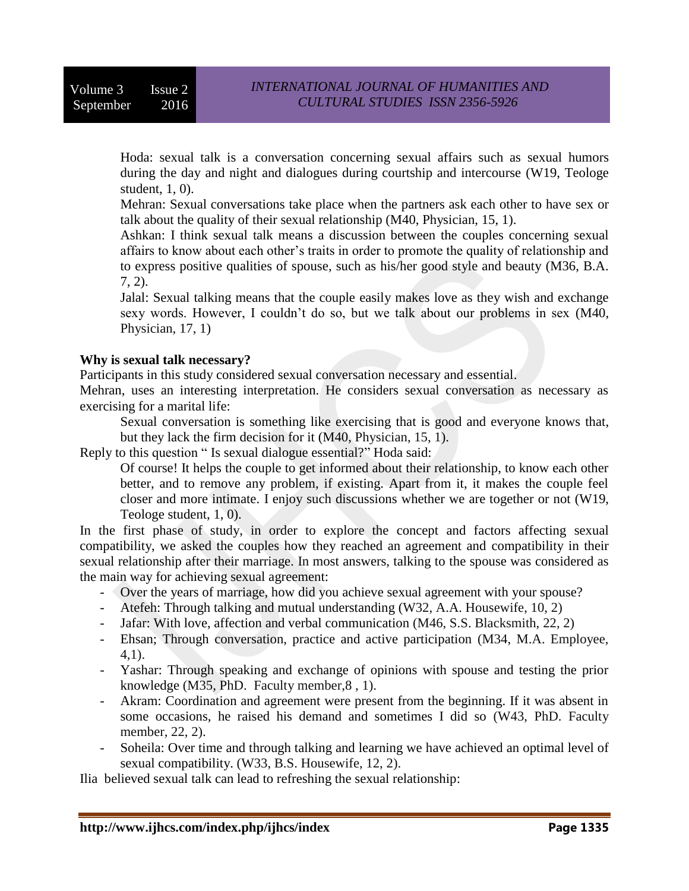> Hoda: sexual talk is a conversation concerning sexual affairs such as sexual humors during the day and night and dialogues during courtship and intercourse (W19, Teologe student, 1, 0).
>
> Mehran: Sexual conversations take place when the partners ask each other to have sex or talk about the quality of their sexual relationship (M40, Physician, 15, 1).
>
> Ashkan: I think sexual talk means a discussion between the couples concerning sexual affairs to know about each other's traits in order to promote the quality of relationship and to express positive qualities of spouse, such as his/her good style and beauty (M36, B.A. 7, 2).
>
> Jalal: Sexual talking means that the couple easily makes love as they wish and exchange sexy words. However, I couldn't do so, but we talk about our problems in sex (M40, Physician, 17, 1)

**Why is sexual talk necessary?**

Participants in this study considered sexual conversation necessary and essential.

Mehran, uses an interesting interpretation. He considers sexual conversation as necessary as exercising for a marital life:

> Sexual conversation is something like exercising that is good and everyone knows that, but they lack the firm decision for it (M40, Physician, 15, 1).

Reply to this question " Is sexual dialogue essential?" Hoda said:

> Of course! It helps the couple to get informed about their relationship, to know each other better, and to remove any problem, if existing. Apart from it, it makes the couple feel closer and more intimate. I enjoy such discussions whether we are together or not (W19, Teologe student, 1, 0).

In the first phase of study, in order to explore the concept and factors affecting sexual compatibility, we asked the couples how they reached an agreement and compatibility in their sexual relationship after their marriage. In most answers, talking to the spouse was considered as the main way for achieving sexual agreement:

- Over the years of marriage, how did you achieve sexual agreement with your spouse?
- Atefeh: Through talking and mutual understanding (W32, A.A. Housewife, 10, 2)
- Jafar: With love, affection and verbal communication (M46, S.S. Blacksmith, 22, 2)
- Ehsan; Through conversation, practice and active participation (M34, M.A. Employee, 4,1).
- Yashar: Through speaking and exchange of opinions with spouse and testing the prior knowledge (M35, PhD. Faculty member,8 , 1).
- Akram: Coordination and agreement were present from the beginning. If it was absent in some occasions, he raised his demand and sometimes I did so (W43, PhD. Faculty member, 22, 2).
- Soheila: Over time and through talking and learning we have achieved an optimal level of sexual compatibility. (W33, B.S. Housewife, 12, 2).

Ilia believed sexual talk can lead to refreshing the sexual relationship: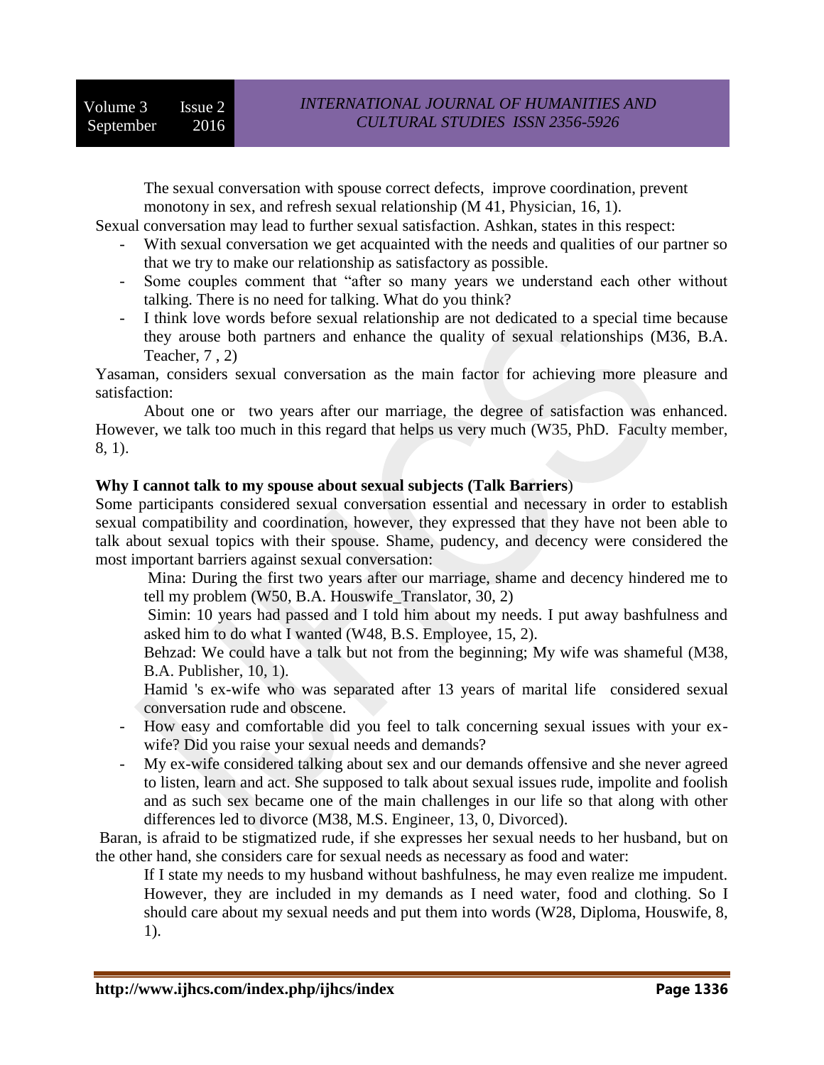The sexual conversation with spouse correct defects, improve coordination, prevent monotony in sex, and refresh sexual relationship (M 41, Physician, 16, 1).

Sexual conversation may lead to further sexual satisfaction. Ashkan, states in this respect:

- With sexual conversation we get acquainted with the needs and qualities of our partner so that we try to make our relationship as satisfactory as possible.
- Some couples comment that "after so many years we understand each other without talking. There is no need for talking. What do you think?
- I think love words before sexual relationship are not dedicated to a special time because they arouse both partners and enhance the quality of sexual relationships (M36, B.A. Teacher, 7 , 2)

Yasaman, considers sexual conversation as the main factor for achieving more pleasure and satisfaction:

About one or two years after our marriage, the degree of satisfaction was enhanced. However, we talk too much in this regard that helps us very much (W35, PhD. Faculty member, 8, 1).

**Why I cannot talk to my spouse about sexual subjects (Talk Barriers**)

Some participants considered sexual conversation essential and necessary in order to establish sexual compatibility and coordination, however, they expressed that they have not been able to talk about sexual topics with their spouse. Shame, pudency, and decency were considered the most important barriers against sexual conversation:

Mina: During the first two years after our marriage, shame and decency hindered me to tell my problem (W50, B.A. Houswife_Translator, 30, 2)

Simin: 10 years had passed and I told him about my needs. I put away bashfulness and asked him to do what I wanted (W48, B.S. Employee, 15, 2).

Behzad: We could have a talk but not from the beginning; My wife was shameful (M38, B.A. Publisher, 10, 1).

Hamid 's ex-wife who was separated after 13 years of marital life considered sexual conversation rude and obscene.

- How easy and comfortable did you feel to talk concerning sexual issues with your ex-wife? Did you raise your sexual needs and demands?
- My ex-wife considered talking about sex and our demands offensive and she never agreed to listen, learn and act. She supposed to talk about sexual issues rude, impolite and foolish and as such sex became one of the main challenges in our life so that along with other differences led to divorce (M38, M.S. Engineer, 13, 0, Divorced).

Baran, is afraid to be stigmatized rude, if she expresses her sexual needs to her husband, but on the other hand, she considers care for sexual needs as necessary as food and water:

If I state my needs to my husband without bashfulness, he may even realize me impudent. However, they are included in my demands as I need water, food and clothing. So I should care about my sexual needs and put them into words (W28, Diploma, Houswife, 8, 1).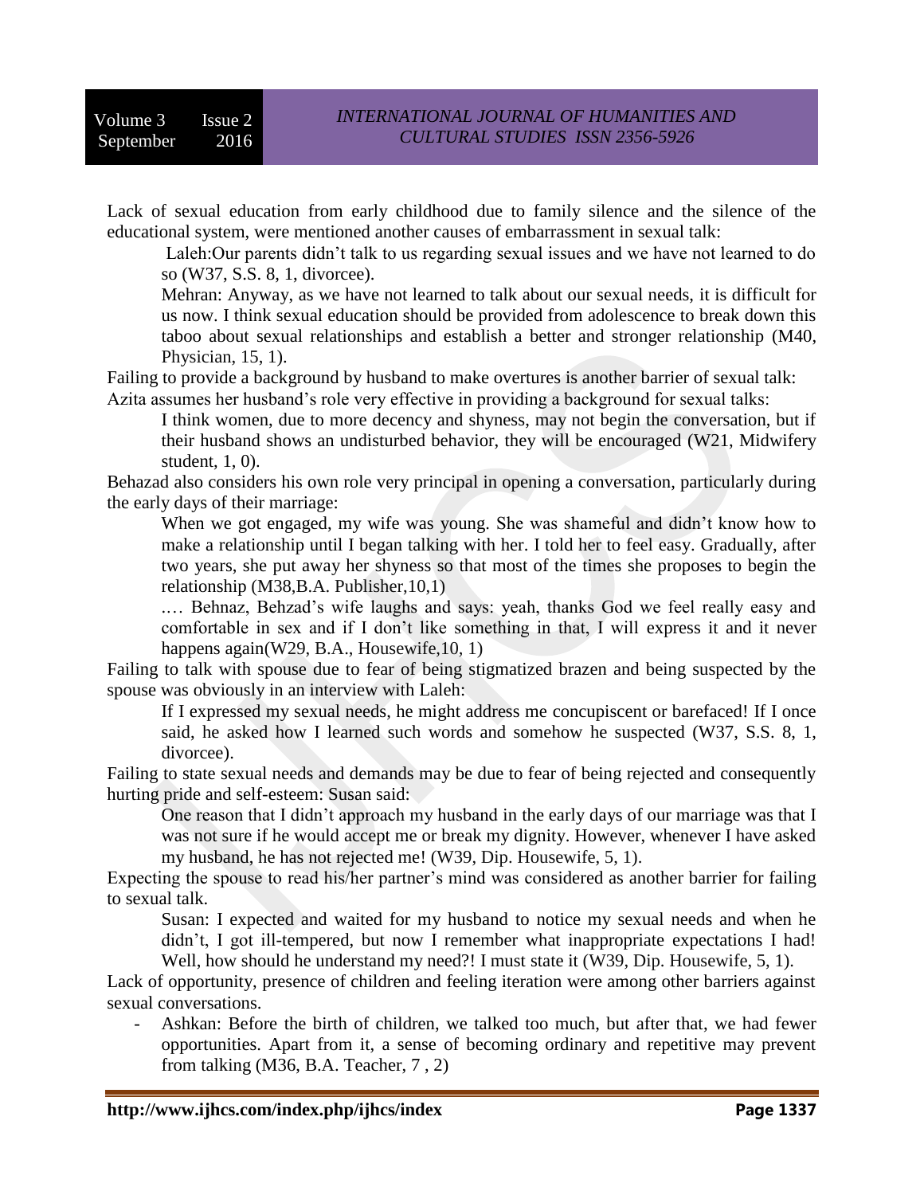Lack of sexual education from early childhood due to family silence and the silence of the educational system, were mentioned another causes of embarrassment in sexual talk:

> Laleh:Our parents didn't talk to us regarding sexual issues and we have not learned to do so (W37, S.S. 8, 1, divorcee).
>
> Mehran: Anyway, as we have not learned to talk about our sexual needs, it is difficult for us now. I think sexual education should be provided from adolescence to break down this taboo about sexual relationships and establish a better and stronger relationship (M40, Physician, 15, 1).

Failing to provide a background by husband to make overtures is another barrier of sexual talk:
Azita assumes her husband's role very effective in providing a background for sexual talks:

> I think women, due to more decency and shyness, may not begin the conversation, but if their husband shows an undisturbed behavior, they will be encouraged (W21, Midwifery student, 1, 0).

Behazad also considers his own role very principal in opening a conversation, particularly during the early days of their marriage:

> When we got engaged, my wife was young. She was shameful and didn't know how to make a relationship until I began talking with her. I told her to feel easy. Gradually, after two years, she put away her shyness so that most of the times she proposes to begin the relationship (M38,B.A. Publisher,10,1)
>
> .… Behnaz, Behzad's wife laughs and says: yeah, thanks God we feel really easy and comfortable in sex and if I don't like something in that, I will express it and it never happens again(W29, B.A., Housewife,10, 1)

Failing to talk with spouse due to fear of being stigmatized brazen and being suspected by the spouse was obviously in an interview with Laleh:

> If I expressed my sexual needs, he might address me concupiscent or barefaced! If I once said, he asked how I learned such words and somehow he suspected (W37, S.S. 8, 1, divorcee).

Failing to state sexual needs and demands may be due to fear of being rejected and consequently hurting pride and self-esteem: Susan said:

> One reason that I didn't approach my husband in the early days of our marriage was that I was not sure if he would accept me or break my dignity. However, whenever I have asked my husband, he has not rejected me! (W39, Dip. Housewife, 5, 1).

Expecting the spouse to read his/her partner's mind was considered as another barrier for failing to sexual talk.

> Susan: I expected and waited for my husband to notice my sexual needs and when he didn't, I got ill-tempered, but now I remember what inappropriate expectations I had! Well, how should he understand my need?! I must state it (W39, Dip. Housewife, 5, 1).

Lack of opportunity, presence of children and feeling iteration were among other barriers against sexual conversations.

- Ashkan: Before the birth of children, we talked too much, but after that, we had fewer opportunities. Apart from it, a sense of becoming ordinary and repetitive may prevent from talking (M36, B.A. Teacher, 7 , 2)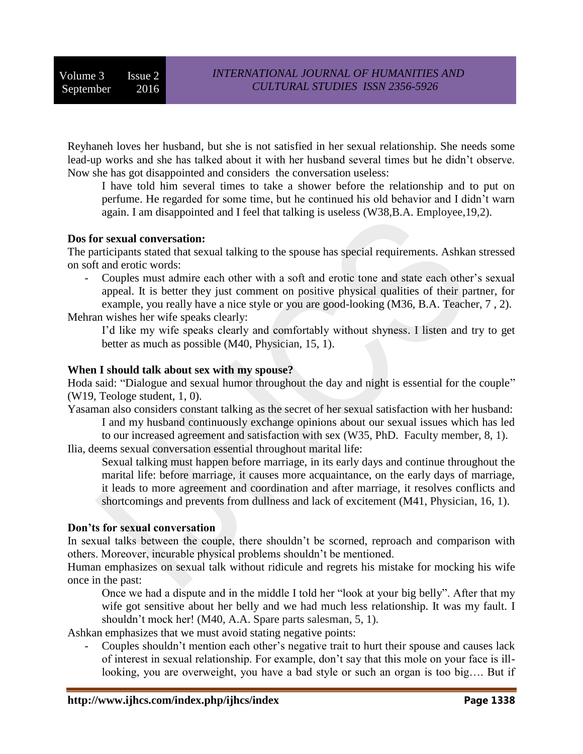Reyhaneh loves her husband, but she is not satisfied in her sexual relationship. She needs some lead-up works and she has talked about it with her husband several times but he didn't observe. Now she has got disappointed and considers the conversation useless:

> I have told him several times to take a shower before the relationship and to put on perfume. He regarded for some time, but he continued his old behavior and I didn't warn again. I am disappointed and I feel that talking is useless (W38,B.A. Employee,19,2).

**Dos for sexual conversation:**

The participants stated that sexual talking to the spouse has special requirements. Ashkan stressed on soft and erotic words:

- Couples must admire each other with a soft and erotic tone and state each other's sexual appeal. It is better they just comment on positive physical qualities of their partner, for example, you really have a nice style or you are good-looking (M36, B.A. Teacher, 7 , 2).

Mehran wishes her wife speaks clearly:

> I'd like my wife speaks clearly and comfortably without shyness. I listen and try to get better as much as possible (M40, Physician, 15, 1).

**When I should talk about sex with my spouse?**

Hoda said: "Dialogue and sexual humor throughout the day and night is essential for the couple" (W19, Teologe student, 1, 0).

Yasaman also considers constant talking as the secret of her sexual satisfaction with her husband:

> I and my husband continuously exchange opinions about our sexual issues which has led to our increased agreement and satisfaction with sex (W35, PhD. Faculty member, 8, 1).

Ilia, deems sexual conversation essential throughout marital life:

> Sexual talking must happen before marriage, in its early days and continue throughout the marital life: before marriage, it causes more acquaintance, on the early days of marriage, it leads to more agreement and coordination and after marriage, it resolves conflicts and shortcomings and prevents from dullness and lack of excitement (M41, Physician, 16, 1).

**Don'ts for sexual conversation**

In sexual talks between the couple, there shouldn't be scorned, reproach and comparison with others. Moreover, incurable physical problems shouldn't be mentioned.

Human emphasizes on sexual talk without ridicule and regrets his mistake for mocking his wife once in the past:

> Once we had a dispute and in the middle I told her "look at your big belly". After that my wife got sensitive about her belly and we had much less relationship. It was my fault. I shouldn't mock her! (M40, A.A. Spare parts salesman, 5, 1).

Ashkan emphasizes that we must avoid stating negative points:

- Couples shouldn't mention each other's negative trait to hurt their spouse and causes lack of interest in sexual relationship. For example, don't say that this mole on your face is ill-looking, you are overweight, you have a bad style or such an organ is too big…. But if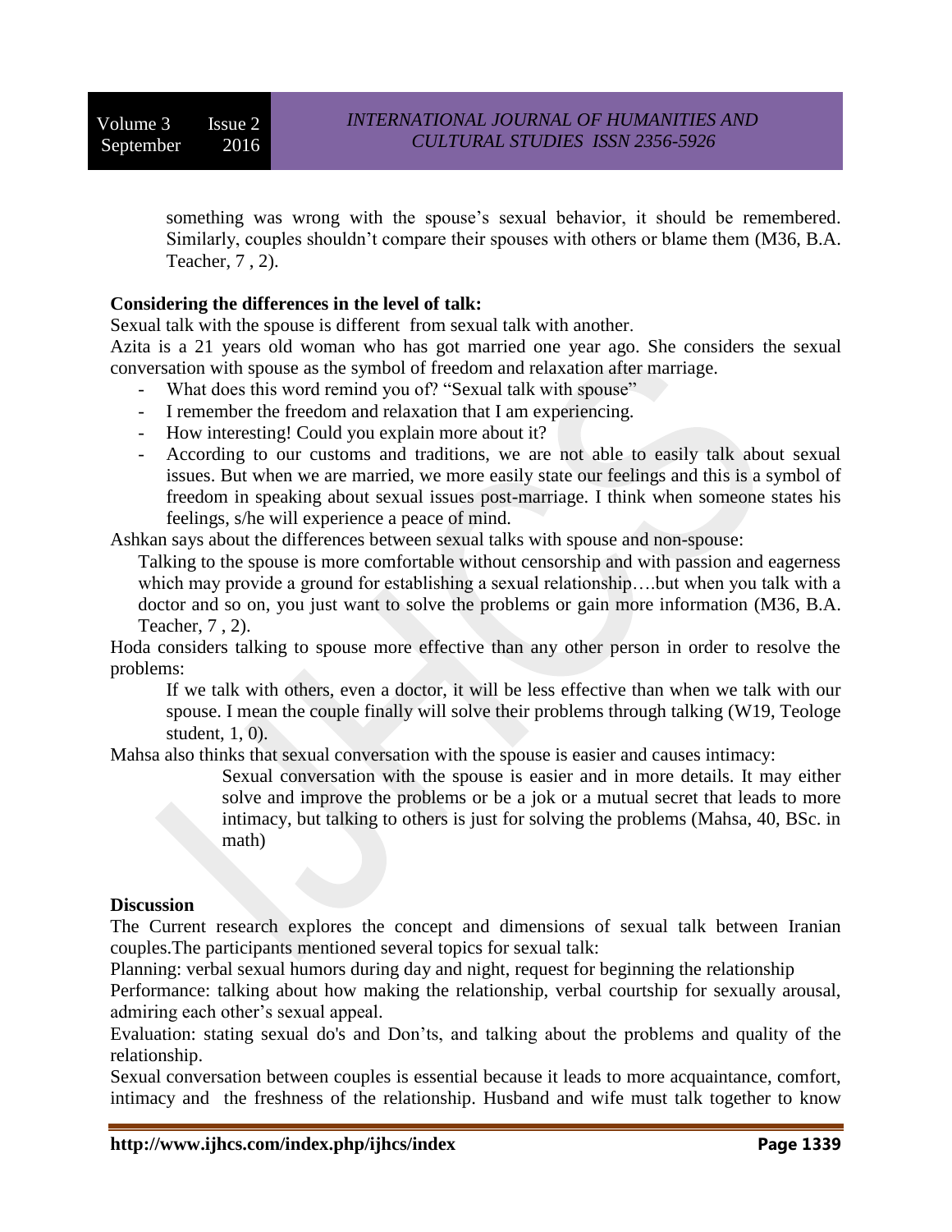something was wrong with the spouse's sexual behavior, it should be remembered. Similarly, couples shouldn't compare their spouses with others or blame them (M36, B.A. Teacher, 7 , 2).

**Considering the differences in the level of talk:**

Sexual talk with the spouse is different from sexual talk with another.

Azita is a 21 years old woman who has got married one year ago. She considers the sexual conversation with spouse as the symbol of freedom and relaxation after marriage.

- What does this word remind you of? "Sexual talk with spouse"
- I remember the freedom and relaxation that I am experiencing.
- How interesting! Could you explain more about it?
- According to our customs and traditions, we are not able to easily talk about sexual issues. But when we are married, we more easily state our feelings and this is a symbol of freedom in speaking about sexual issues post-marriage. I think when someone states his feelings, s/he will experience a peace of mind.

Ashkan says about the differences between sexual talks with spouse and non-spouse:

> Talking to the spouse is more comfortable without censorship and with passion and eagerness which may provide a ground for establishing a sexual relationship….but when you talk with a doctor and so on, you just want to solve the problems or gain more information (M36, B.A. Teacher, 7 , 2).

Hoda considers talking to spouse more effective than any other person in order to resolve the problems:

> If we talk with others, even a doctor, it will be less effective than when we talk with our spouse. I mean the couple finally will solve their problems through talking (W19, Teologe student, 1, 0).

Mahsa also thinks that sexual conversation with the spouse is easier and causes intimacy:

> Sexual conversation with the spouse is easier and in more details. It may either solve and improve the problems or be a jok or a mutual secret that leads to more intimacy, but talking to others is just for solving the problems (Mahsa, 40, BSc. in math)

**Discussion**

The Current research explores the concept and dimensions of sexual talk between Iranian couples.The participants mentioned several topics for sexual talk:

Planning: verbal sexual humors during day and night, request for beginning the relationship

Performance: talking about how making the relationship, verbal courtship for sexually arousal, admiring each other's sexual appeal.

Evaluation: stating sexual do's and Don'ts, and talking about the problems and quality of the relationship.

Sexual conversation between couples is essential because it leads to more acquaintance, comfort, intimacy and the freshness of the relationship. Husband and wife must talk together to know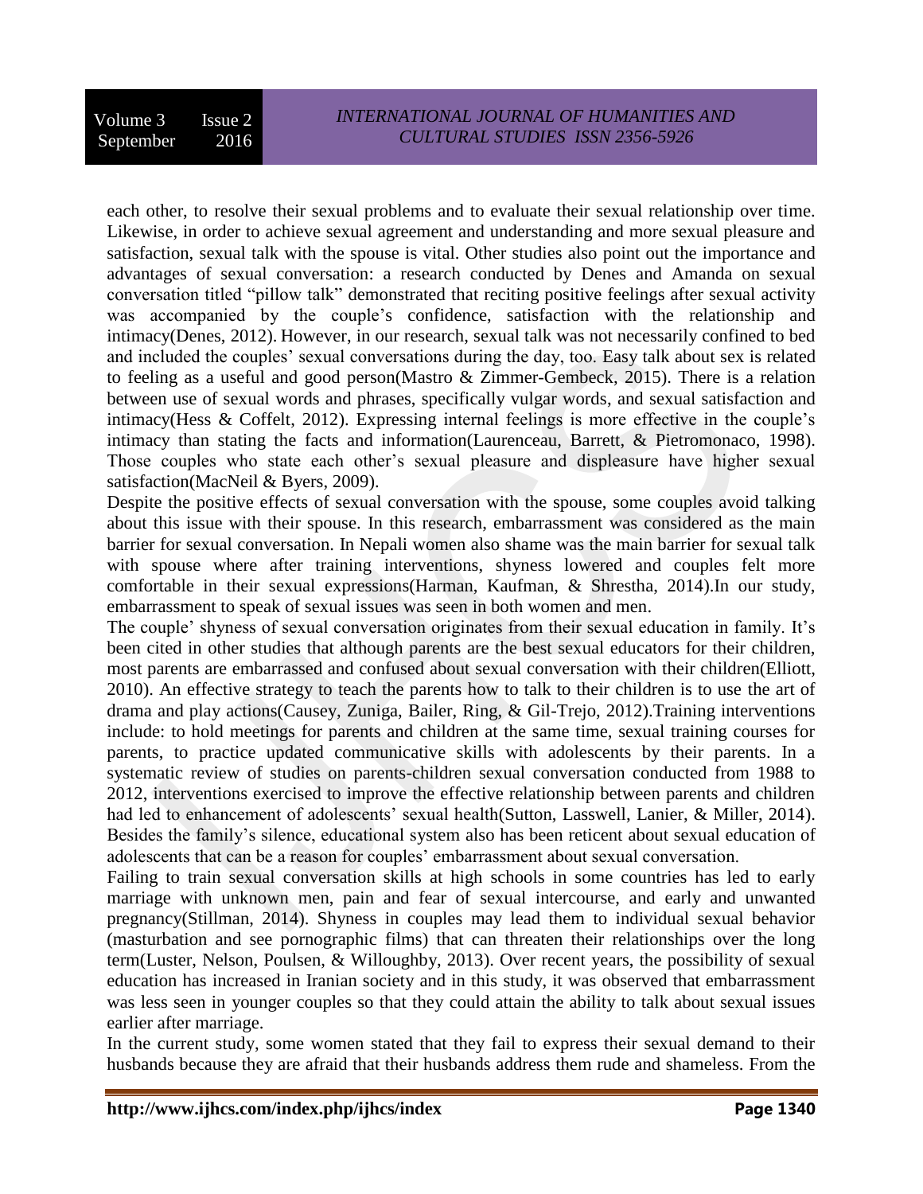each other, to resolve their sexual problems and to evaluate their sexual relationship over time. Likewise, in order to achieve sexual agreement and understanding and more sexual pleasure and satisfaction, sexual talk with the spouse is vital. Other studies also point out the importance and advantages of sexual conversation: a research conducted by Denes and Amanda on sexual conversation titled "pillow talk" demonstrated that reciting positive feelings after sexual activity was accompanied by the couple's confidence, satisfaction with the relationship and intimacy(Denes, 2012). However, in our research, sexual talk was not necessarily confined to bed and included the couples' sexual conversations during the day, too. Easy talk about sex is related to feeling as a useful and good person(Mastro & Zimmer-Gembeck, 2015). There is a relation between use of sexual words and phrases, specifically vulgar words, and sexual satisfaction and intimacy(Hess & Coffelt, 2012). Expressing internal feelings is more effective in the couple's intimacy than stating the facts and information(Laurenceau, Barrett, & Pietromonaco, 1998). Those couples who state each other's sexual pleasure and displeasure have higher sexual satisfaction(MacNeil & Byers, 2009).

Despite the positive effects of sexual conversation with the spouse, some couples avoid talking about this issue with their spouse. In this research, embarrassment was considered as the main barrier for sexual conversation. In Nepali women also shame was the main barrier for sexual talk with spouse where after training interventions, shyness lowered and couples felt more comfortable in their sexual expressions(Harman, Kaufman, & Shrestha, 2014).In our study, embarrassment to speak of sexual issues was seen in both women and men.

The couple' shyness of sexual conversation originates from their sexual education in family. It's been cited in other studies that although parents are the best sexual educators for their children, most parents are embarrassed and confused about sexual conversation with their children(Elliott, 2010). An effective strategy to teach the parents how to talk to their children is to use the art of drama and play actions(Causey, Zuniga, Bailer, Ring, & Gil-Trejo, 2012).Training interventions include: to hold meetings for parents and children at the same time, sexual training courses for parents, to practice updated communicative skills with adolescents by their parents. In a systematic review of studies on parents-children sexual conversation conducted from 1988 to 2012, interventions exercised to improve the effective relationship between parents and children had led to enhancement of adolescents' sexual health(Sutton, Lasswell, Lanier, & Miller, 2014). Besides the family's silence, educational system also has been reticent about sexual education of adolescents that can be a reason for couples' embarrassment about sexual conversation.

Failing to train sexual conversation skills at high schools in some countries has led to early marriage with unknown men, pain and fear of sexual intercourse, and early and unwanted pregnancy(Stillman, 2014). Shyness in couples may lead them to individual sexual behavior (masturbation and see pornographic films) that can threaten their relationships over the long term(Luster, Nelson, Poulsen, & Willoughby, 2013). Over recent years, the possibility of sexual education has increased in Iranian society and in this study, it was observed that embarrassment was less seen in younger couples so that they could attain the ability to talk about sexual issues earlier after marriage.

In the current study, some women stated that they fail to express their sexual demand to their husbands because they are afraid that their husbands address them rude and shameless. From the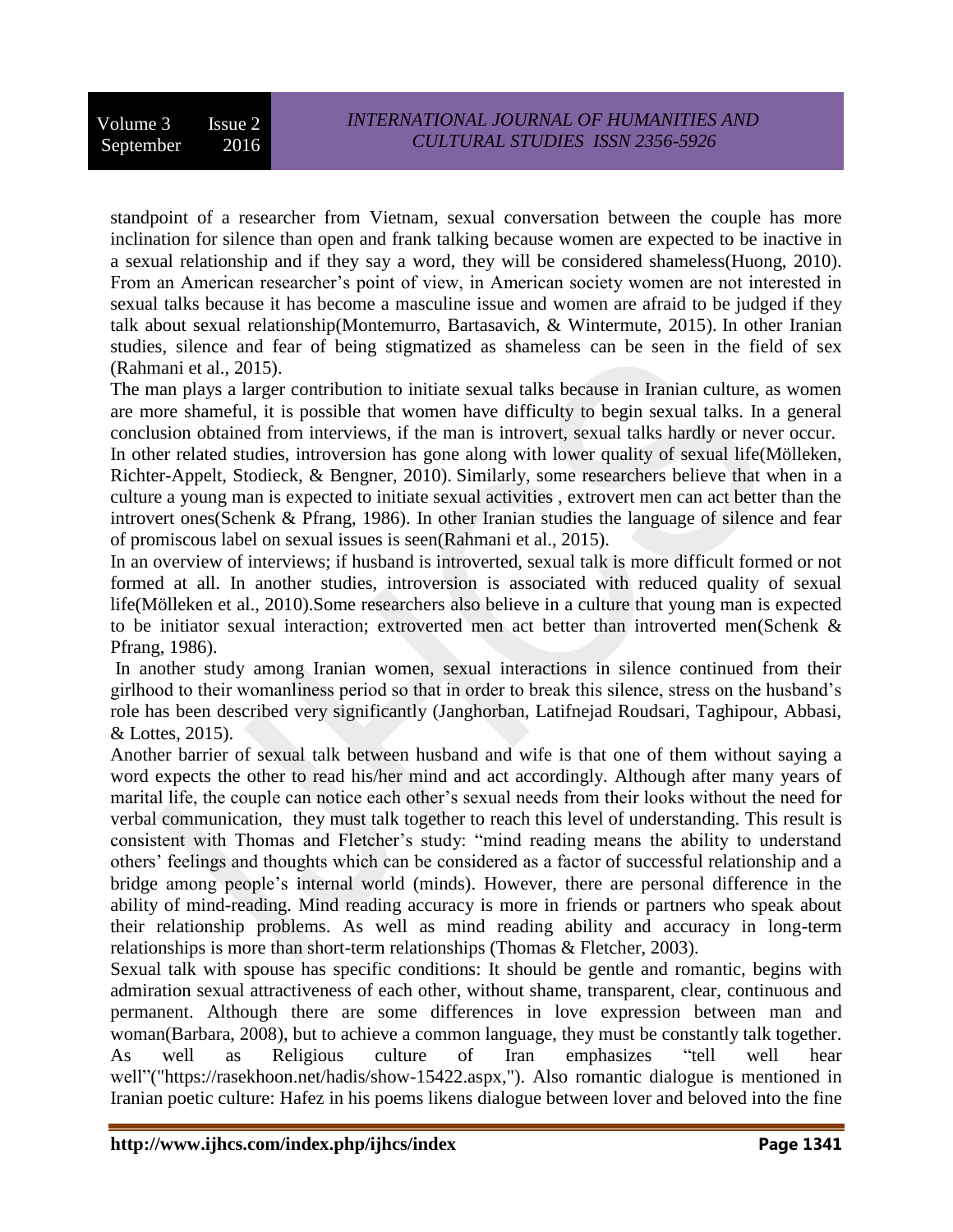standpoint of a researcher from Vietnam, sexual conversation between the couple has more inclination for silence than open and frank talking because women are expected to be inactive in a sexual relationship and if they say a word, they will be considered shameless(Huong, 2010). From an American researcher's point of view, in American society women are not interested in sexual talks because it has become a masculine issue and women are afraid to be judged if they talk about sexual relationship(Montemurro, Bartasavich, & Wintermute, 2015). In other Iranian studies, silence and fear of being stigmatized as shameless can be seen in the field of sex (Rahmani et al., 2015).

The man plays a larger contribution to initiate sexual talks because in Iranian culture, as women are more shameful, it is possible that women have difficulty to begin sexual talks. In a general conclusion obtained from interviews, if the man is introvert, sexual talks hardly or never occur.

In other related studies, introversion has gone along with lower quality of sexual life(Mölleken, Richter-Appelt, Stodieck, & Bengner, 2010). Similarly, some researchers believe that when in a culture a young man is expected to initiate sexual activities , extrovert men can act better than the introvert ones(Schenk & Pfrang, 1986). In other Iranian studies the language of silence and fear of promiscous label on sexual issues is seen(Rahmani et al., 2015).

In an overview of interviews; if husband is introverted, sexual talk is more difficult formed or not formed at all. In another studies, introversion is associated with reduced quality of sexual life(Mölleken et al., 2010).Some researchers also believe in a culture that young man is expected to be initiator sexual interaction; extroverted men act better than introverted men(Schenk & Pfrang, 1986).

In another study among Iranian women, sexual interactions in silence continued from their girlhood to their womanliness period so that in order to break this silence, stress on the husband's role has been described very significantly (Janghorban, Latifnejad Roudsari, Taghipour, Abbasi, & Lottes, 2015).

Another barrier of sexual talk between husband and wife is that one of them without saying a word expects the other to read his/her mind and act accordingly. Although after many years of marital life, the couple can notice each other's sexual needs from their looks without the need for verbal communication, they must talk together to reach this level of understanding. This result is consistent with Thomas and Fletcher's study: "mind reading means the ability to understand others' feelings and thoughts which can be considered as a factor of successful relationship and a bridge among people's internal world (minds). However, there are personal difference in the ability of mind-reading. Mind reading accuracy is more in friends or partners who speak about their relationship problems. As well as mind reading ability and accuracy in long-term relationships is more than short-term relationships (Thomas & Fletcher, 2003).

Sexual talk with spouse has specific conditions: It should be gentle and romantic, begins with admiration sexual attractiveness of each other, without shame, transparent, clear, continuous and permanent. Although there are some differences in love expression between man and woman(Barbara, 2008), but to achieve a common language, they must be constantly talk together. As well as Religious culture of Iran emphasizes "tell well hear well"("https://rasekhoon.net/hadis/show-15422.aspx,"). Also romantic dialogue is mentioned in Iranian poetic culture: Hafez in his poems likens dialogue between lover and beloved into the fine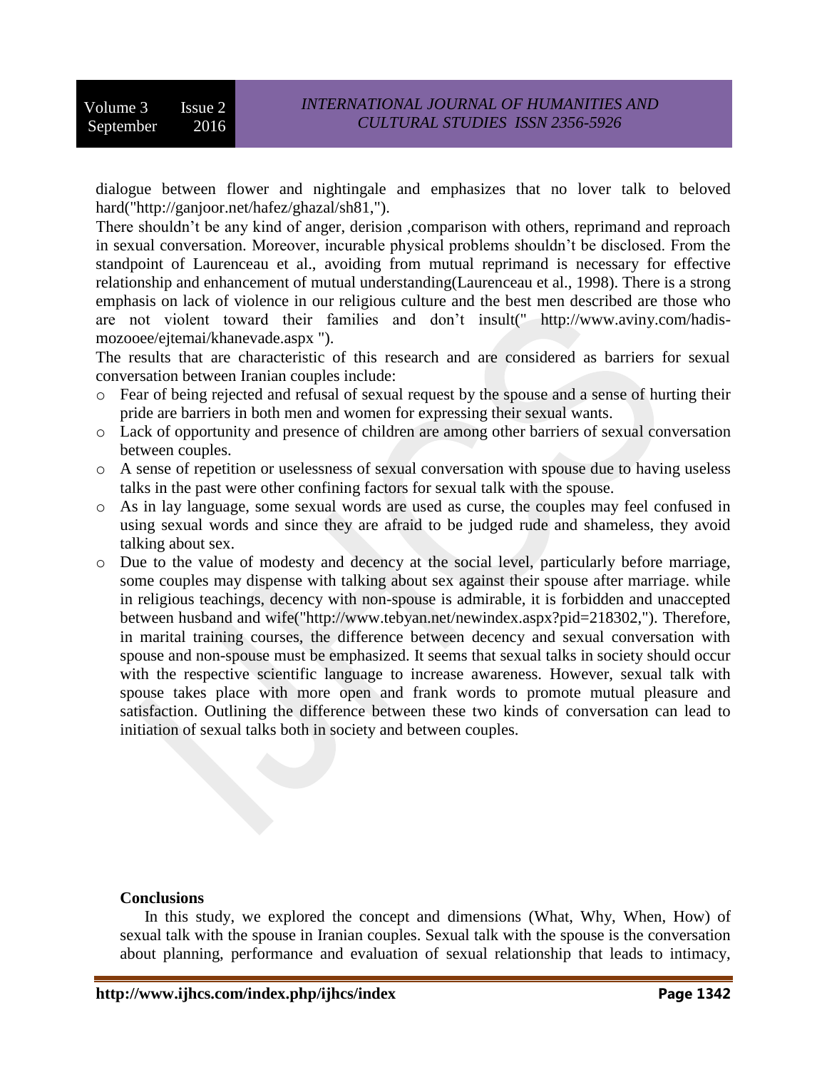dialogue between flower and nightingale and emphasizes that no lover talk to beloved hard("http://ganjoor.net/hafez/ghazal/sh81,").

There shouldn't be any kind of anger, derision ,comparison with others, reprimand and reproach in sexual conversation. Moreover, incurable physical problems shouldn't be disclosed. From the standpoint of Laurenceau et al., avoiding from mutual reprimand is necessary for effective relationship and enhancement of mutual understanding(Laurenceau et al., 1998). There is a strong emphasis on lack of violence in our religious culture and the best men described are those who are not violent toward their families and don't insult(" http://www.aviny.com/hadis-mozooee/ejtemai/khanevade.aspx ").

The results that are characteristic of this research and are considered as barriers for sexual conversation between Iranian couples include:

- Fear of being rejected and refusal of sexual request by the spouse and a sense of hurting their pride are barriers in both men and women for expressing their sexual wants.
- Lack of opportunity and presence of children are among other barriers of sexual conversation between couples.
- A sense of repetition or uselessness of sexual conversation with spouse due to having useless talks in the past were other confining factors for sexual talk with the spouse.
- As in lay language, some sexual words are used as curse, the couples may feel confused in using sexual words and since they are afraid to be judged rude and shameless, they avoid talking about sex.
- Due to the value of modesty and decency at the social level, particularly before marriage, some couples may dispense with talking about sex against their spouse after marriage. while in religious teachings, decency with non-spouse is admirable, it is forbidden and unaccepted between husband and wife("http://www.tebyan.net/newindex.aspx?pid=218302,"). Therefore, in marital training courses, the difference between decency and sexual conversation with spouse and non-spouse must be emphasized. It seems that sexual talks in society should occur with the respective scientific language to increase awareness. However, sexual talk with spouse takes place with more open and frank words to promote mutual pleasure and satisfaction. Outlining the difference between these two kinds of conversation can lead to initiation of sexual talks both in society and between couples.

## Conclusions

In this study, we explored the concept and dimensions (What, Why, When, How) of sexual talk with the spouse in Iranian couples. Sexual talk with the spouse is the conversation about planning, performance and evaluation of sexual relationship that leads to intimacy,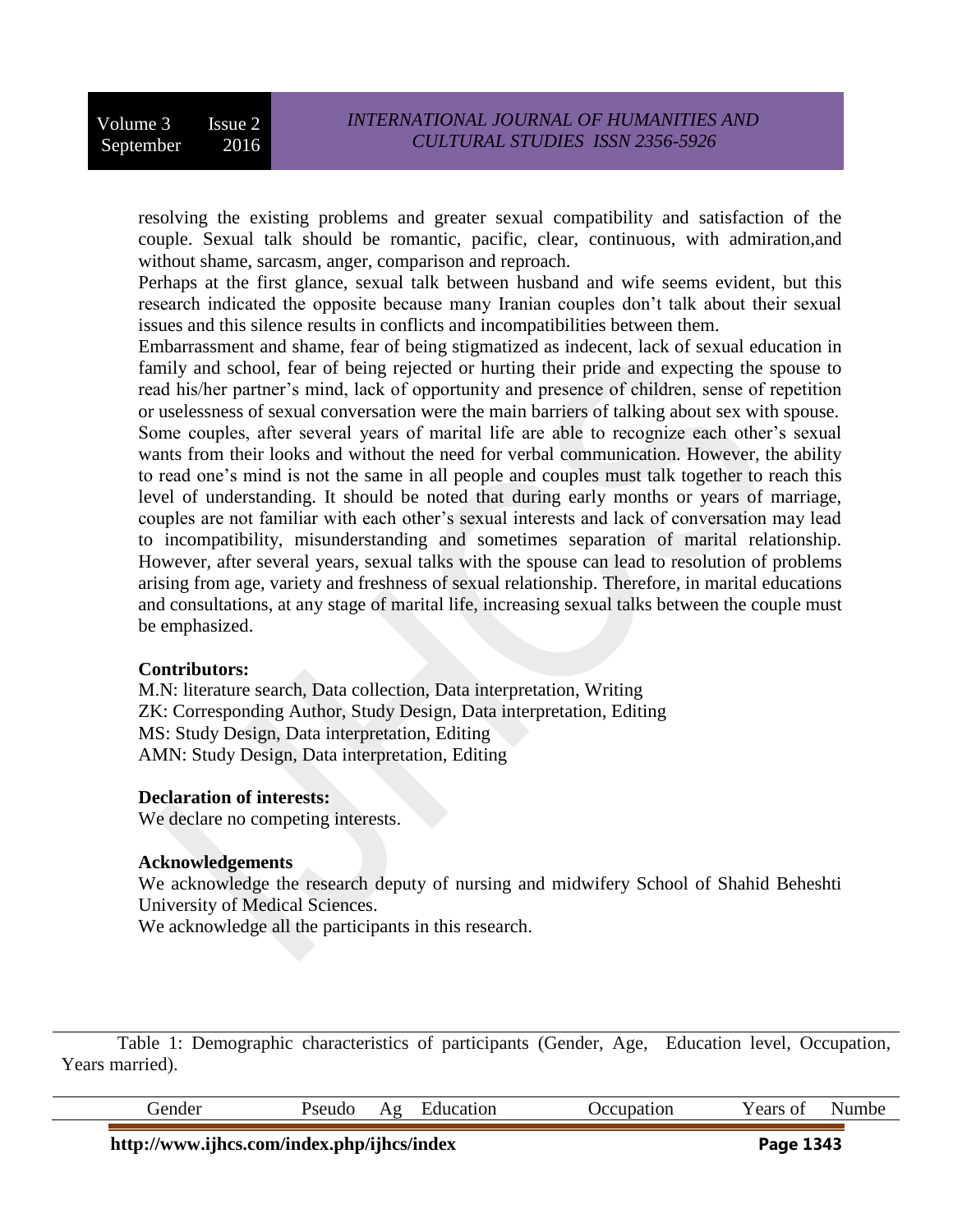resolving the existing problems and greater sexual compatibility and satisfaction of the couple. Sexual talk should be romantic, pacific, clear, continuous, with admiration,and without shame, sarcasm, anger, comparison and reproach.

Perhaps at the first glance, sexual talk between husband and wife seems evident, but this research indicated the opposite because many Iranian couples don't talk about their sexual issues and this silence results in conflicts and incompatibilities between them.

Embarrassment and shame, fear of being stigmatized as indecent, lack of sexual education in family and school, fear of being rejected or hurting their pride and expecting the spouse to read his/her partner's mind, lack of opportunity and presence of children, sense of repetition or uselessness of sexual conversation were the main barriers of talking about sex with spouse. Some couples, after several years of marital life are able to recognize each other's sexual wants from their looks and without the need for verbal communication. However, the ability to read one's mind is not the same in all people and couples must talk together to reach this level of understanding. It should be noted that during early months or years of marriage, couples are not familiar with each other's sexual interests and lack of conversation may lead to incompatibility, misunderstanding and sometimes separation of marital relationship. However, after several years, sexual talks with the spouse can lead to resolution of problems arising from age, variety and freshness of sexual relationship. Therefore, in marital educations and consultations, at any stage of marital life, increasing sexual talks between the couple must be emphasized.

**Contributors:**

M.N: literature search, Data collection, Data interpretation, Writing
ZK: Corresponding Author, Study Design, Data interpretation, Editing
MS: Study Design, Data interpretation, Editing
AMN: Study Design, Data interpretation, Editing

**Declaration of interests:**

We declare no competing interests.

**Acknowledgements**

We acknowledge the research deputy of nursing and midwifery School of Shahid Beheshti University of Medical Sciences.

We acknowledge all the participants in this research.

Table 1: Demographic characteristics of participants (Gender, Age, Education level, Occupation, Years married).

| Gender | Pseudo | Ag | Education | Occupation | Years of | Numbe |
|---|---|---|---|---|---|---|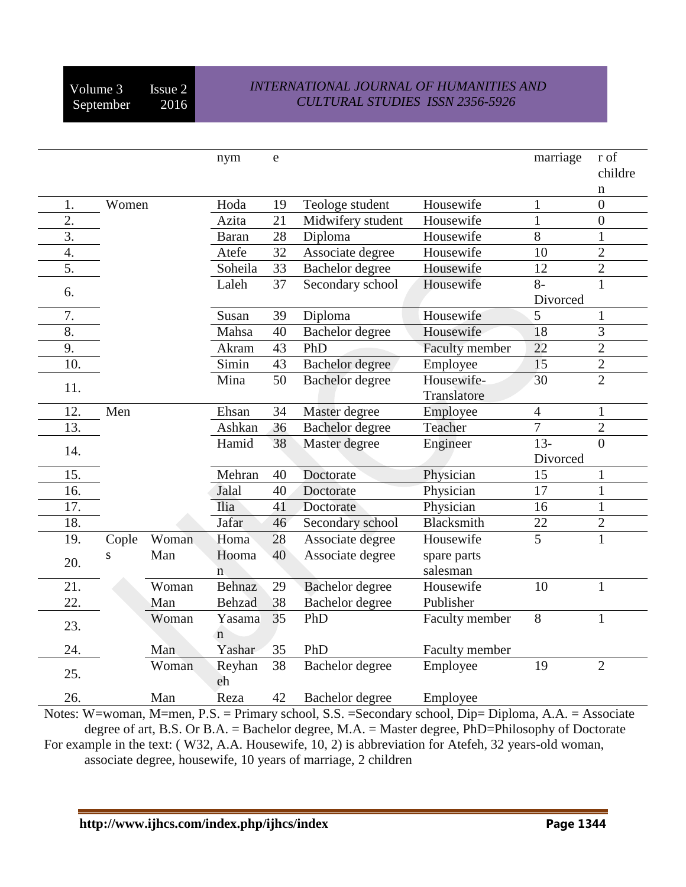| | | | nym | e | | | marriage | r of children |
|---|---|---|---|---|---|---|---|---|
| 1. | Women | | Hoda | 19 | Teologe student | Housewife | 1 | 0 |
| 2. | | | Azita | 21 | Midwifery student | Housewife | 1 | 0 |
| 3. | | | Baran | 28 | Diploma | Housewife | 8 | 1 |
| 4. | | | Atefe | 32 | Associate degree | Housewife | 10 | 2 |
| 5. | | | Soheila | 33 | Bachelor degree | Housewife | 12 | 2 |
| 6. | | | Laleh | 37 | Secondary school | Housewife | 8-Divorced | 1 |
| 7. | | | Susan | 39 | Diploma | Housewife | 5 | 1 |
| 8. | | | Mahsa | 40 | Bachelor degree | Housewife | 18 | 3 |
| 9. | | | Akram | 43 | PhD | Faculty member | 22 | 2 |
| 10. | | | Simin | 43 | Bachelor degree | Employee | 15 | 2 |
| 11. | | | Mina | 50 | Bachelor degree | Housewife-Translatore | 30 | 2 |
| 12. | Men | | Ehsan | 34 | Master degree | Employee | 4 | 1 |
| 13. | | | Ashkan | 36 | Bachelor degree | Teacher | 7 | 2 |
| 14. | | | Hamid | 38 | Master degree | Engineer | 13-Divorced | 0 |
| 15. | | | Mehran | 40 | Doctorate | Physician | 15 | 1 |
| 16. | | | Jalal | 40 | Doctorate | Physician | 17 | 1 |
| 17. | | | Ilia | 41 | Doctorate | Physician | 16 | 1 |
| 18. | | | Jafar | 46 | Secondary school | Blacksmith | 22 | 2 |
| 19. | Coples | Woman | Homa | 28 | Associate degree | Housewife | 5 | 1 |
| 20. | | Man | Hooman | 40 | Associate degree | spare parts salesman | | |
| 21. | | Woman | Behnaz | 29 | Bachelor degree | Housewife | 10 | 1 |
| 22. | | Man | Behzad | 38 | Bachelor degree | Publisher | | |
| 23. | | Woman | Yasaman | 35 | PhD | Faculty member | 8 | 1 |
| 24. | | Man | Yashar | 35 | PhD | Faculty member | | |
| 25. | | Woman | Reyhaneh | 38 | Bachelor degree | Employee | 19 | 2 |
| 26. | | Man | Reza | 42 | Bachelor degree | Employee | | |

Notes: W=woman, M=men, P.S. = Primary school, S.S. =Secondary school, Dip= Diploma, A.A. = Associate degree of art, B.S. Or B.A. = Bachelor degree, M.A. = Master degree, PhD=Philosophy of Doctorate

For example in the text: ( W32, A.A. Housewife, 10, 2) is abbreviation for Atefeh, 32 years-old woman, associate degree, housewife, 10 years of marriage, 2 children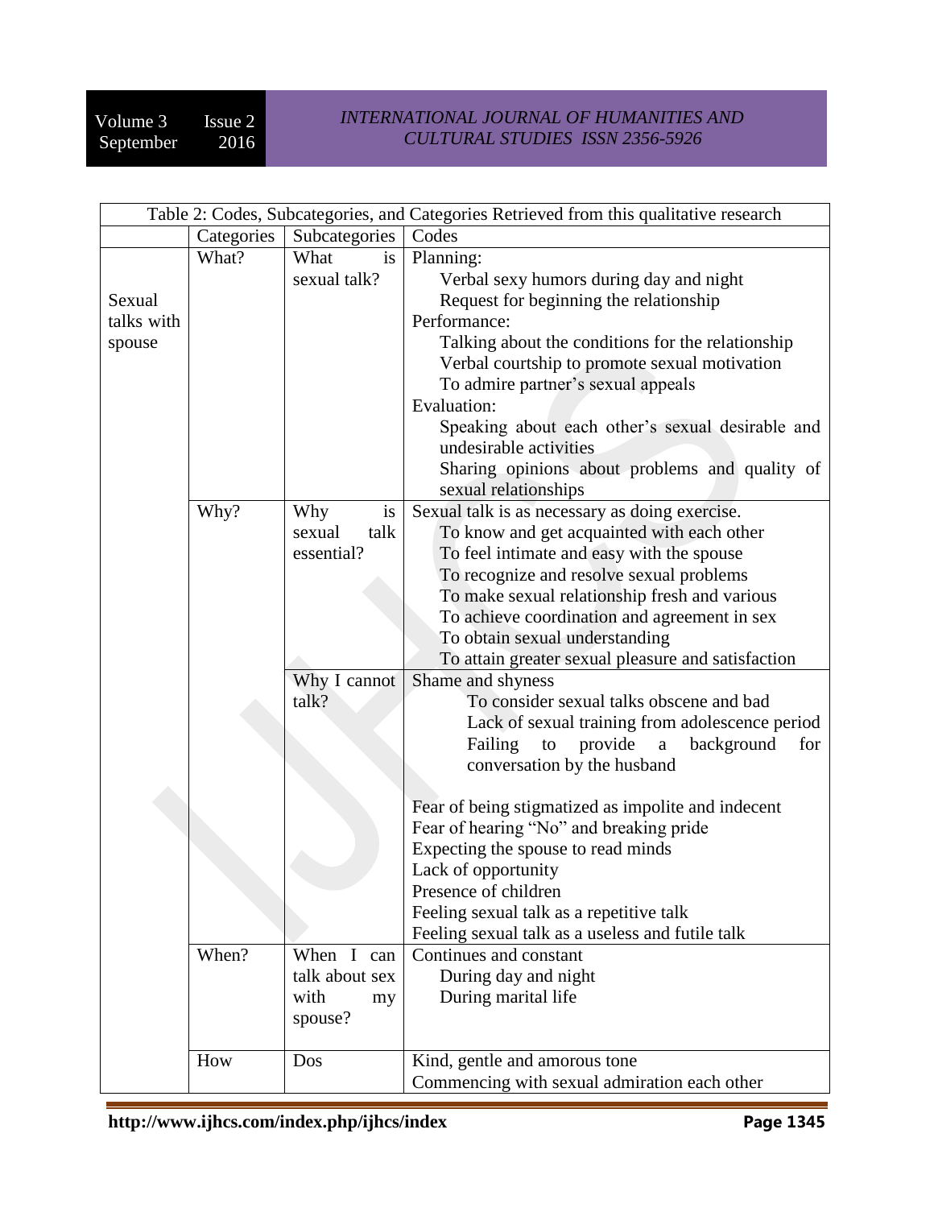Table 2: Codes, Subcategories, and Categories Retrieved from this qualitative research

| | Categories | Subcategories | Codes |
|---|---|---|---|
| Sexual talks with spouse | What? | What is sexual talk? | Planning:<br>Verbal sexy humors during day and night<br>Request for beginning the relationship<br>Performance:<br>Talking about the conditions for the relationship<br>Verbal courtship to promote sexual motivation<br>To admire partner's sexual appeals<br>Evaluation:<br>Speaking about each other's sexual desirable and undesirable activities<br>Sharing opinions about problems and quality of sexual relationships |
| | Why? | Why is sexual talk essential? | Sexual talk is as necessary as doing exercise.<br>To know and get acquainted with each other<br>To feel intimate and easy with the spouse<br>To recognize and resolve sexual problems<br>To make sexual relationship fresh and various<br>To achieve coordination and agreement in sex<br>To obtain sexual understanding<br>To attain greater sexual pleasure and satisfaction |
| | | Why I cannot talk? | Shame and shyness<br>To consider sexual talks obscene and bad<br>Lack of sexual training from adolescence period<br>Failing to provide a background for conversation by the husband<br><br>Fear of being stigmatized as impolite and indecent<br>Fear of hearing "No" and breaking pride<br>Expecting the spouse to read minds<br>Lack of opportunity<br>Presence of children<br>Feeling sexual talk as a repetitive talk<br>Feeling sexual talk as a useless and futile talk |
| | When? | When I can talk about sex with my spouse? | Continues and constant<br>During day and night<br>During marital life |
| | How | Dos | Kind, gentle and amorous tone<br>Commencing with sexual admiration each other |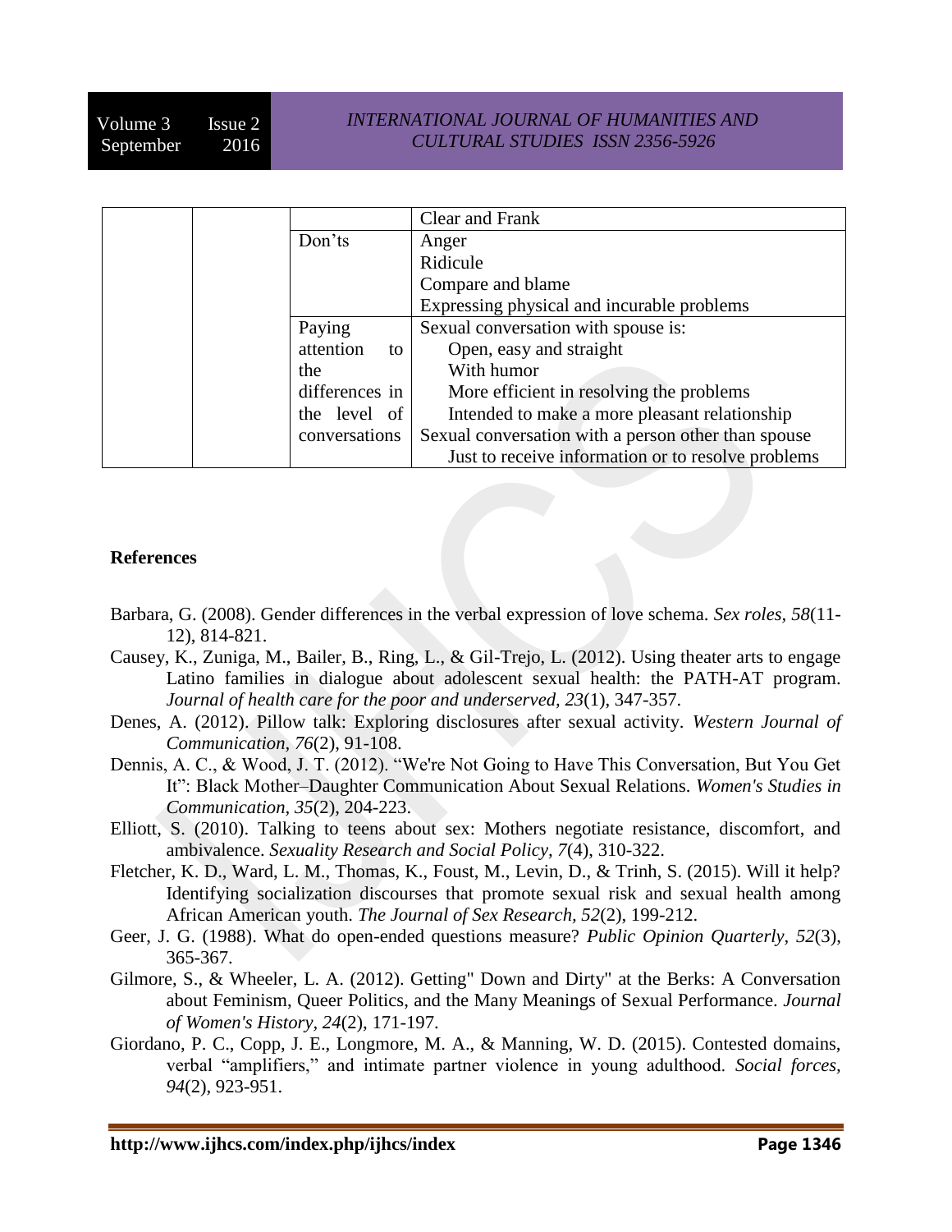|  |  |  | Clear and Frank |
|---|---|---|---|
|  |  | Don'ts | Anger<br>Ridicule<br>Compare and blame<br>Expressing physical and incurable problems |
|  |  | Paying attention to the differences in the level of conversations | Sexual conversation with spouse is:<br>Open, easy and straight<br>With humor<br>More efficient in resolving the problems<br>Intended to make a more pleasant relationship<br>Sexual conversation with a person other than spouse<br>Just to receive information or to resolve problems |

**References**

Barbara, G. (2008). Gender differences in the verbal expression of love schema. *Sex roles, 58*(11-12), 814-821.

Causey, K., Zuniga, M., Bailer, B., Ring, L., & Gil-Trejo, L. (2012). Using theater arts to engage Latino families in dialogue about adolescent sexual health: the PATH-AT program. *Journal of health care for the poor and underserved, 23*(1), 347-357.

Denes, A. (2012). Pillow talk: Exploring disclosures after sexual activity. *Western Journal of Communication, 76*(2), 91-108.

Dennis, A. C., & Wood, J. T. (2012). "We're Not Going to Have This Conversation, But You Get It": Black Mother–Daughter Communication About Sexual Relations. *Women's Studies in Communication, 35*(2), 204-223.

Elliott, S. (2010). Talking to teens about sex: Mothers negotiate resistance, discomfort, and ambivalence. *Sexuality Research and Social Policy, 7*(4), 310-322.

Fletcher, K. D., Ward, L. M., Thomas, K., Foust, M., Levin, D., & Trinh, S. (2015). Will it help? Identifying socialization discourses that promote sexual risk and sexual health among African American youth. *The Journal of Sex Research, 52*(2), 199-212.

Geer, J. G. (1988). What do open-ended questions measure? *Public Opinion Quarterly, 52*(3), 365-367.

Gilmore, S., & Wheeler, L. A. (2012). Getting" Down and Dirty" at the Berks: A Conversation about Feminism, Queer Politics, and the Many Meanings of Sexual Performance. *Journal of Women's History, 24*(2), 171-197.

Giordano, P. C., Copp, J. E., Longmore, M. A., & Manning, W. D. (2015). Contested domains, verbal "amplifiers," and intimate partner violence in young adulthood. *Social forces, 94*(2), 923-951.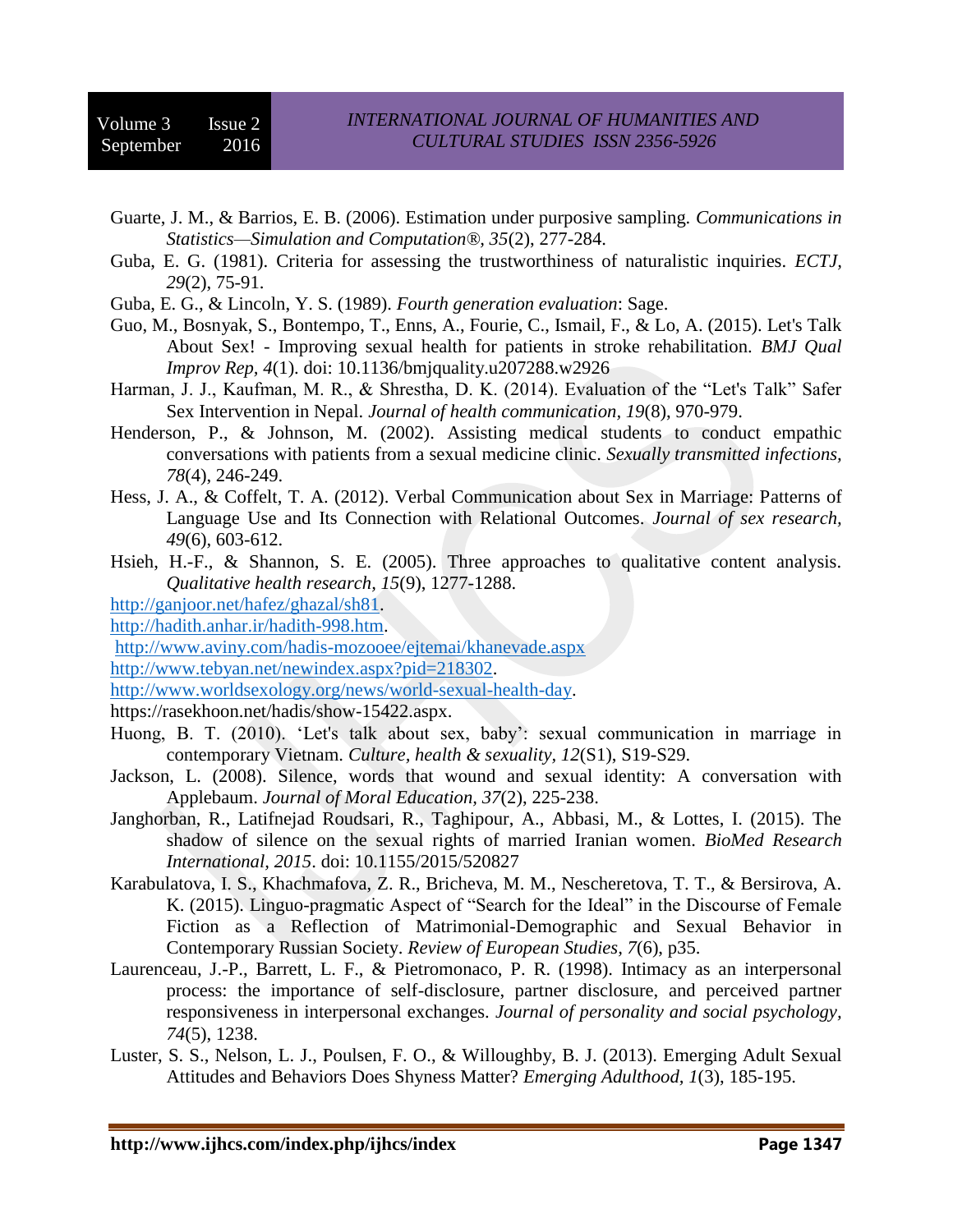Guarte, J. M., & Barrios, E. B. (2006). Estimation under purposive sampling. *Communications in Statistics—Simulation and Computation®, 35*(2), 277-284.

Guba, E. G. (1981). Criteria for assessing the trustworthiness of naturalistic inquiries. *ECTJ, 29*(2), 75-91.

Guba, E. G., & Lincoln, Y. S. (1989). *Fourth generation evaluation*: Sage.

Guo, M., Bosnyak, S., Bontempo, T., Enns, A., Fourie, C., Ismail, F., & Lo, A. (2015). Let's Talk About Sex! - Improving sexual health for patients in stroke rehabilitation. *BMJ Qual Improv Rep, 4*(1). doi: 10.1136/bmjquality.u207288.w2926

Harman, J. J., Kaufman, M. R., & Shrestha, D. K. (2014). Evaluation of the "Let's Talk" Safer Sex Intervention in Nepal. *Journal of health communication, 19*(8), 970-979.

Henderson, P., & Johnson, M. (2002). Assisting medical students to conduct empathic conversations with patients from a sexual medicine clinic. *Sexually transmitted infections, 78*(4), 246-249.

Hess, J. A., & Coffelt, T. A. (2012). Verbal Communication about Sex in Marriage: Patterns of Language Use and Its Connection with Relational Outcomes. *Journal of sex research, 49*(6), 603-612.

Hsieh, H.-F., & Shannon, S. E. (2005). Three approaches to qualitative content analysis. *Qualitative health research, 15*(9), 1277-1288.

http://ganjoor.net/hafez/ghazal/sh81.

http://hadith.anhar.ir/hadith-998.htm.

http://www.aviny.com/hadis-mozooee/ejtemai/khanevade.aspx

http://www.tebyan.net/newindex.aspx?pid=218302.

http://www.worldsexology.org/news/world-sexual-health-day.

https://rasekhoon.net/hadis/show-15422.aspx.

Huong, B. T. (2010). 'Let's talk about sex, baby': sexual communication in marriage in contemporary Vietnam. *Culture, health & sexuality, 12*(S1), S19-S29.

Jackson, L. (2008). Silence, words that wound and sexual identity: A conversation with Applebaum. *Journal of Moral Education, 37*(2), 225-238.

Janghorban, R., Latifnejad Roudsari, R., Taghipour, A., Abbasi, M., & Lottes, I. (2015). The shadow of silence on the sexual rights of married Iranian women. *BioMed Research International, 2015*. doi: 10.1155/2015/520827

Karabulatova, I. S., Khachmafova, Z. R., Bricheva, M. M., Nescheretova, T. T., & Bersirova, A. K. (2015). Linguo-pragmatic Aspect of "Search for the Ideal" in the Discourse of Female Fiction as a Reflection of Matrimonial-Demographic and Sexual Behavior in Contemporary Russian Society. *Review of European Studies, 7*(6), p35.

Laurenceau, J.-P., Barrett, L. F., & Pietromonaco, P. R. (1998). Intimacy as an interpersonal process: the importance of self-disclosure, partner disclosure, and perceived partner responsiveness in interpersonal exchanges. *Journal of personality and social psychology, 74*(5), 1238.

Luster, S. S., Nelson, L. J., Poulsen, F. O., & Willoughby, B. J. (2013). Emerging Adult Sexual Attitudes and Behaviors Does Shyness Matter? *Emerging Adulthood, 1*(3), 185-195.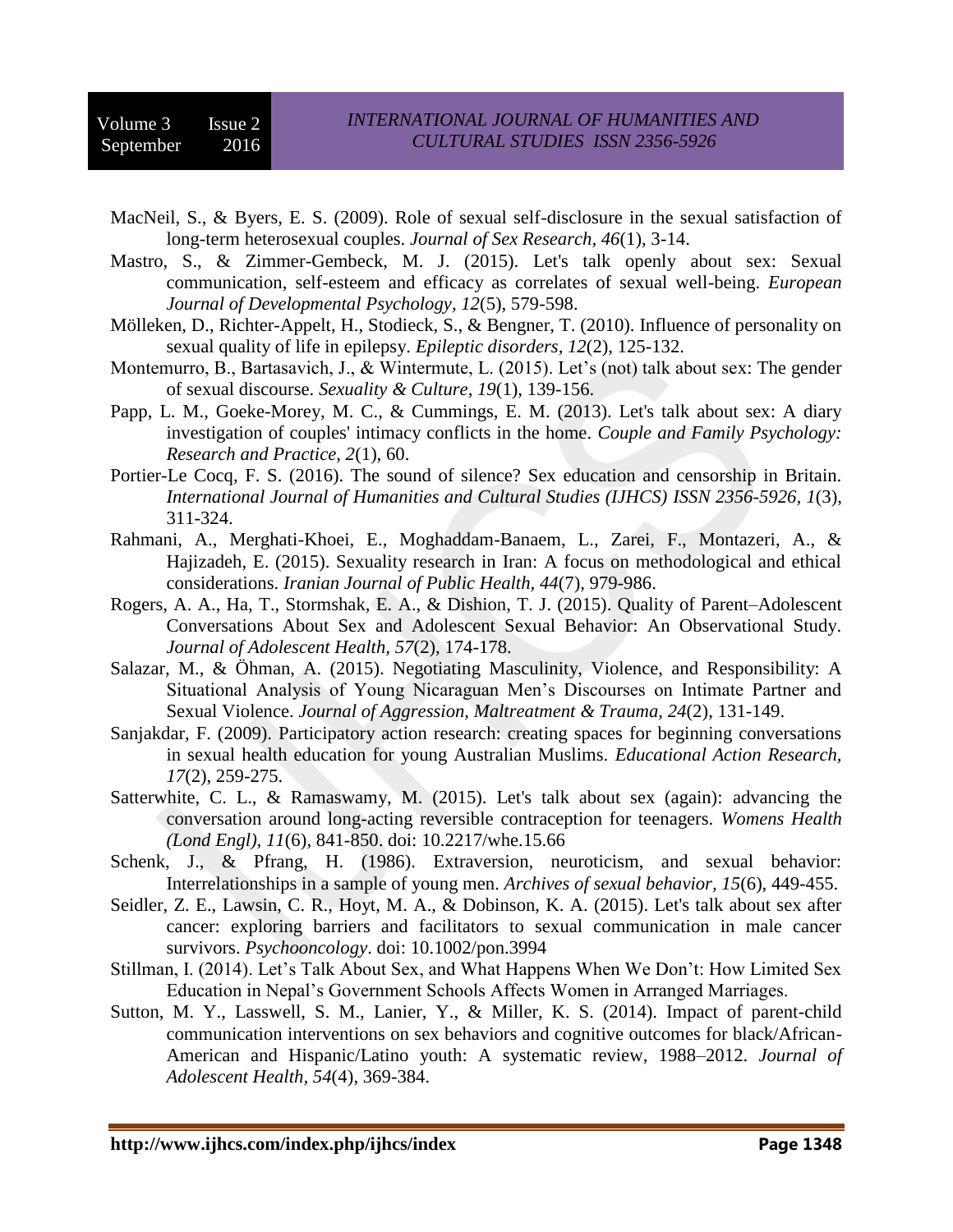MacNeil, S., & Byers, E. S. (2009). Role of sexual self-disclosure in the sexual satisfaction of long-term heterosexual couples. *Journal of Sex Research, 46*(1), 3-14.

Mastro, S., & Zimmer-Gembeck, M. J. (2015). Let's talk openly about sex: Sexual communication, self-esteem and efficacy as correlates of sexual well-being. *European Journal of Developmental Psychology, 12*(5), 579-598.

Mölleken, D., Richter-Appelt, H., Stodieck, S., & Bengner, T. (2010). Influence of personality on sexual quality of life in epilepsy. *Epileptic disorders, 12*(2), 125-132.

Montemurro, B., Bartasavich, J., & Wintermute, L. (2015). Let's (not) talk about sex: The gender of sexual discourse. *Sexuality & Culture, 19*(1), 139-156.

Papp, L. M., Goeke-Morey, M. C., & Cummings, E. M. (2013). Let's talk about sex: A diary investigation of couples' intimacy conflicts in the home. *Couple and Family Psychology: Research and Practice, 2*(1), 60.

Portier-Le Cocq, F. S. (2016). The sound of silence? Sex education and censorship in Britain. *International Journal of Humanities and Cultural Studies (IJHCS) ISSN 2356-5926, 1*(3), 311-324.

Rahmani, A., Merghati-Khoei, E., Moghaddam-Banaem, L., Zarei, F., Montazeri, A., & Hajizadeh, E. (2015). Sexuality research in Iran: A focus on methodological and ethical considerations. *Iranian Journal of Public Health, 44*(7), 979-986.

Rogers, A. A., Ha, T., Stormshak, E. A., & Dishion, T. J. (2015). Quality of Parent–Adolescent Conversations About Sex and Adolescent Sexual Behavior: An Observational Study. *Journal of Adolescent Health, 57*(2), 174-178.

Salazar, M., & Öhman, A. (2015). Negotiating Masculinity, Violence, and Responsibility: A Situational Analysis of Young Nicaraguan Men's Discourses on Intimate Partner and Sexual Violence. *Journal of Aggression, Maltreatment & Trauma, 24*(2), 131-149.

Sanjakdar, F. (2009). Participatory action research: creating spaces for beginning conversations in sexual health education for young Australian Muslims. *Educational Action Research, 17*(2), 259-275.

Satterwhite, C. L., & Ramaswamy, M. (2015). Let's talk about sex (again): advancing the conversation around long-acting reversible contraception for teenagers. *Womens Health (Lond Engl), 11*(6), 841-850. doi: 10.2217/whe.15.66

Schenk, J., & Pfrang, H. (1986). Extraversion, neuroticism, and sexual behavior: Interrelationships in a sample of young men. *Archives of sexual behavior, 15*(6), 449-455.

Seidler, Z. E., Lawsin, C. R., Hoyt, M. A., & Dobinson, K. A. (2015). Let's talk about sex after cancer: exploring barriers and facilitators to sexual communication in male cancer survivors. *Psychooncology*. doi: 10.1002/pon.3994

Stillman, I. (2014). Let's Talk About Sex, and What Happens When We Don't: How Limited Sex Education in Nepal's Government Schools Affects Women in Arranged Marriages.

Sutton, M. Y., Lasswell, S. M., Lanier, Y., & Miller, K. S. (2014). Impact of parent-child communication interventions on sex behaviors and cognitive outcomes for black/African-American and Hispanic/Latino youth: A systematic review, 1988–2012. *Journal of Adolescent Health, 54*(4), 369-384.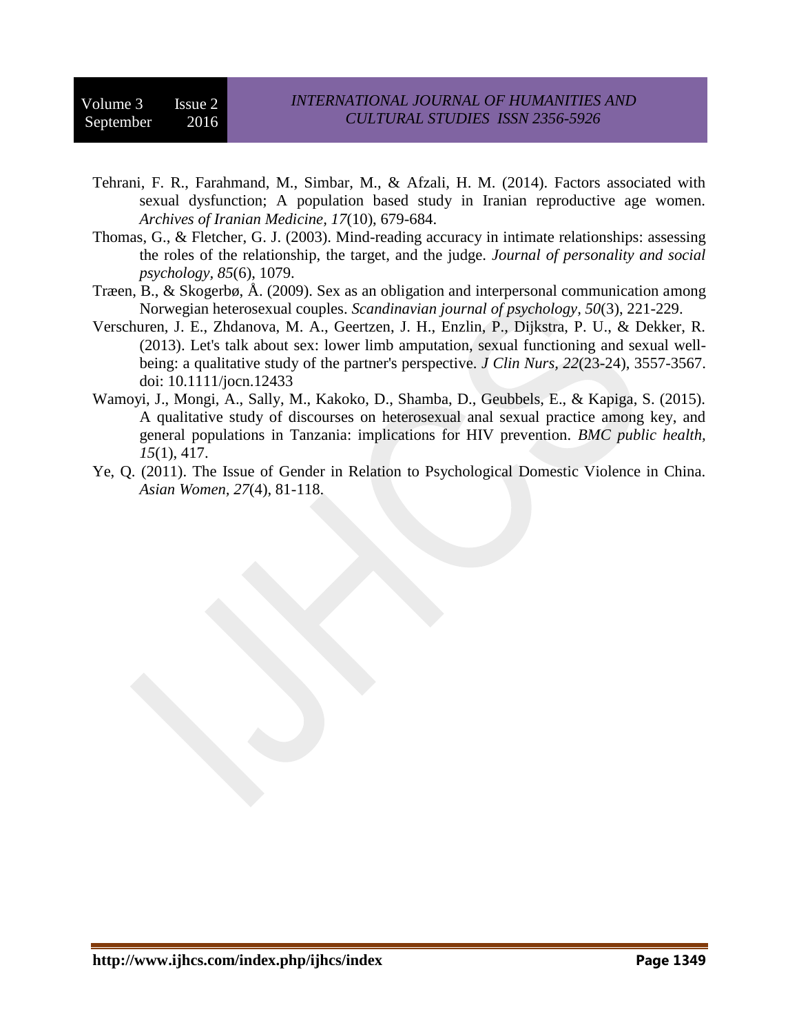Tehrani, F. R., Farahmand, M., Simbar, M., & Afzali, H. M. (2014). Factors associated with sexual dysfunction; A population based study in Iranian reproductive age women. *Archives of Iranian Medicine, 17*(10), 679-684.

Thomas, G., & Fletcher, G. J. (2003). Mind-reading accuracy in intimate relationships: assessing the roles of the relationship, the target, and the judge. *Journal of personality and social psychology, 85*(6), 1079.

Træen, B., & Skogerbø, Å. (2009). Sex as an obligation and interpersonal communication among Norwegian heterosexual couples. *Scandinavian journal of psychology, 50*(3), 221-229.

Verschuren, J. E., Zhdanova, M. A., Geertzen, J. H., Enzlin, P., Dijkstra, P. U., & Dekker, R. (2013). Let's talk about sex: lower limb amputation, sexual functioning and sexual well-being: a qualitative study of the partner's perspective. *J Clin Nurs, 22*(23-24), 3557-3567. doi: 10.1111/jocn.12433

Wamoyi, J., Mongi, A., Sally, M., Kakoko, D., Shamba, D., Geubbels, E., & Kapiga, S. (2015). A qualitative study of discourses on heterosexual anal sexual practice among key, and general populations in Tanzania: implications for HIV prevention. *BMC public health, 15*(1), 417.

Ye, Q. (2011). The Issue of Gender in Relation to Psychological Domestic Violence in China. *Asian Women, 27*(4), 81-118.